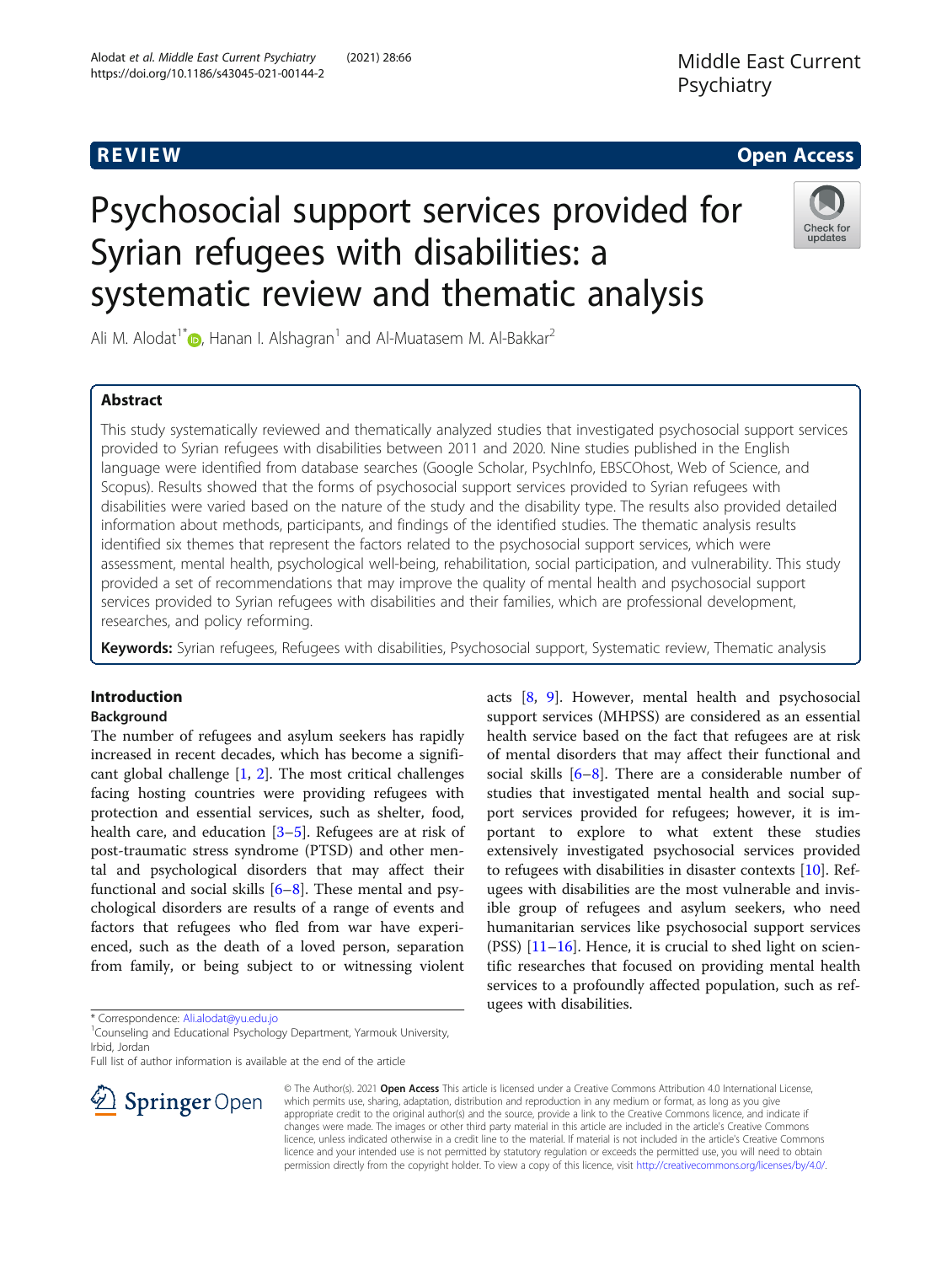REVIEW

Open Access

# Psychosocial support services provided for Syrian refugees with disabilities: a systematic review and thematic analysis

Ali M. Alodat[1*], Hanan I. Alshagran[1] and Al-Muatasem M. Al-Bakkar[2]

## Abstract

This study systematically reviewed and thematically analyzed studies that investigated psychosocial support services provided to Syrian refugees with disabilities between 2011 and 2020. Nine studies published in the English language were identified from database searches (Google Scholar, PsychInfo, EBSCOhost, Web of Science, and Scopus). Results showed that the forms of psychosocial support services provided to Syrian refugees with disabilities were varied based on the nature of the study and the disability type. The results also provided detailed information about methods, participants, and findings of the identified studies. The thematic analysis results identified six themes that represent the factors related to the psychosocial support services, which were assessment, mental health, psychological well-being, rehabilitation, social participation, and vulnerability. This study provided a set of recommendations that may improve the quality of mental health and psychosocial support services provided to Syrian refugees with disabilities and their families, which are professional development, researches, and policy reforming.

**Keywords:** Syrian refugees, Refugees with disabilities, Psychosocial support, Systematic review, Thematic analysis

## Introduction

### Background

The number of refugees and asylum seekers has rapidly increased in recent decades, which has become a significant global challenge [1, 2]. The most critical challenges facing hosting countries were providing refugees with protection and essential services, such as shelter, food, health care, and education [3–5]. Refugees are at risk of post-traumatic stress syndrome (PTSD) and other mental and psychological disorders that may affect their functional and social skills [6–8]. These mental and psychological disorders are results of a range of events and factors that refugees who fled from war have experienced, such as the death of a loved person, separation from family, or being subject to or witnessing violent acts [8, 9]. However, mental health and psychosocial support services (MHPSS) are considered as an essential health service based on the fact that refugees are at risk of mental disorders that may affect their functional and social skills [6–8]. There are a considerable number of studies that investigated mental health and social support services provided for refugees; however, it is important to explore to what extent these studies extensively investigated psychosocial services provided to refugees with disabilities in disaster contexts [10]. Refugees with disabilities are the most vulnerable and invisible group of refugees and asylum seekers, who need humanitarian services like psychosocial support services (PSS) [11–16]. Hence, it is crucial to shed light on scientific researches that focused on providing mental health services to a profoundly affected population, such as refugees with disabilities.

* Correspondence: Ali.alodat@yu.edu.jo
[1]Counseling and Educational Psychology Department, Yarmouk University, Irbid, Jordan
Full list of author information is available at the end of the article

© The Author(s). 2021 **Open Access** This article is licensed under a Creative Commons Attribution 4.0 International License, which permits use, sharing, adaptation, distribution and reproduction in any medium or format, as long as you give appropriate credit to the original author(s) and the source, provide a link to the Creative Commons licence, and indicate if changes were made. The images or other third party material in this article are included in the article's Creative Commons licence, unless indicated otherwise in a credit line to the material. If material is not included in the article's Creative Commons licence and your intended use is not permitted by statutory regulation or exceeds the permitted use, you will need to obtain permission directly from the copyright holder. To view a copy of this licence, visit http://creativecommons.org/licenses/by/4.0/.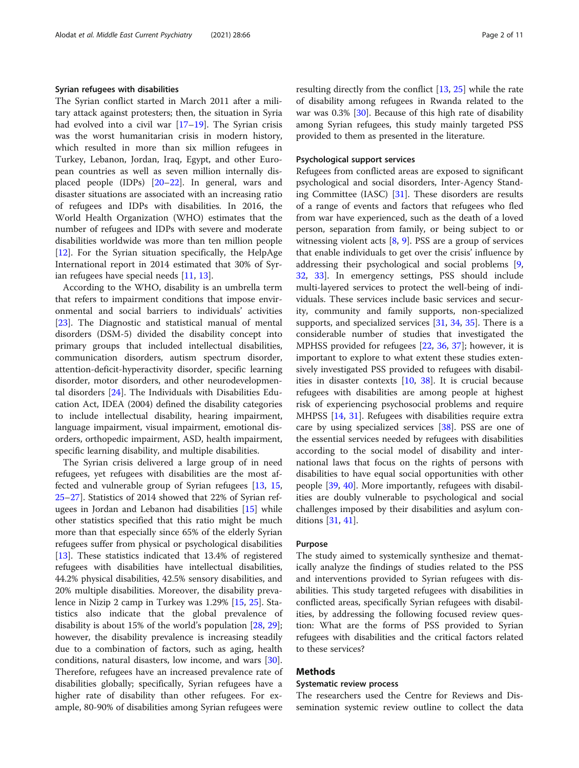### Syrian refugees with disabilities

The Syrian conflict started in March 2011 after a military attack against protesters; then, the situation in Syria had evolved into a civil war [17–19]. The Syrian crisis was the worst humanitarian crisis in modern history, which resulted in more than six million refugees in Turkey, Lebanon, Jordan, Iraq, Egypt, and other European countries as well as seven million internally displaced people (IDPs) [20–22]. In general, wars and disaster situations are associated with an increasing ratio of refugees and IDPs with disabilities. In 2016, the World Health Organization (WHO) estimates that the number of refugees and IDPs with severe and moderate disabilities worldwide was more than ten million people [12]. For the Syrian situation specifically, the HelpAge International report in 2014 estimated that 30% of Syrian refugees have special needs [11, 13].

According to the WHO, disability is an umbrella term that refers to impairment conditions that impose environmental and social barriers to individuals' activities [23]. The Diagnostic and statistical manual of mental disorders (DSM-5) divided the disability concept into primary groups that included intellectual disabilities, communication disorders, autism spectrum disorder, attention-deficit-hyperactivity disorder, specific learning disorder, motor disorders, and other neurodevelopmental disorders [24]. The Individuals with Disabilities Education Act, IDEA (2004) defined the disability categories to include intellectual disability, hearing impairment, language impairment, visual impairment, emotional disorders, orthopedic impairment, ASD, health impairment, specific learning disability, and multiple disabilities.

The Syrian crisis delivered a large group of in need refugees, yet refugees with disabilities are the most affected and vulnerable group of Syrian refugees [13, 15, 25–27]. Statistics of 2014 showed that 22% of Syrian refugees in Jordan and Lebanon had disabilities [15] while other statistics specified that this ratio might be much more than that especially since 65% of the elderly Syrian refugees suffer from physical or psychological disabilities [13]. These statistics indicated that 13.4% of registered refugees with disabilities have intellectual disabilities, 44.2% physical disabilities, 42.5% sensory disabilities, and 20% multiple disabilities. Moreover, the disability prevalence in Nizip 2 camp in Turkey was 1.29% [15, 25]. Statistics also indicate that the global prevalence of disability is about 15% of the world's population [28, 29]; however, the disability prevalence is increasing steadily due to a combination of factors, such as aging, health conditions, natural disasters, low income, and wars [30]. Therefore, refugees have an increased prevalence rate of disabilities globally; specifically, Syrian refugees have a higher rate of disability than other refugees. For example, 80-90% of disabilities among Syrian refugees were resulting directly from the conflict [13, 25] while the rate of disability among refugees in Rwanda related to the war was 0.3% [30]. Because of this high rate of disability among Syrian refugees, this study mainly targeted PSS provided to them as presented in the literature.

### Psychological support services

Refugees from conflicted areas are exposed to significant psychological and social disorders, Inter-Agency Standing Committee (IASC) [31]. These disorders are results of a range of events and factors that refugees who fled from war have experienced, such as the death of a loved person, separation from family, or being subject to or witnessing violent acts [8, 9]. PSS are a group of services that enable individuals to get over the crisis' influence by addressing their psychological and social problems [9, 32, 33]. In emergency settings, PSS should include multi-layered services to protect the well-being of individuals. These services include basic services and security, community and family supports, non-specialized supports, and specialized services [31, 34, 35]. There is a considerable number of studies that investigated the MPHSS provided for refugees [22, 36, 37]; however, it is important to explore to what extent these studies extensively investigated PSS provided to refugees with disabilities in disaster contexts [10, 38]. It is crucial because refugees with disabilities are among people at highest risk of experiencing psychosocial problems and require MHPSS [14, 31]. Refugees with disabilities require extra care by using specialized services [38]. PSS are one of the essential services needed by refugees with disabilities according to the social model of disability and international laws that focus on the rights of persons with disabilities to have equal social opportunities with other people [39, 40]. More importantly, refugees with disabilities are doubly vulnerable to psychological and social challenges imposed by their disabilities and asylum conditions [31, 41].

### Purpose

The study aimed to systemically synthesize and thematically analyze the findings of studies related to the PSS and interventions provided to Syrian refugees with disabilities. This study targeted refugees with disabilities in conflicted areas, specifically Syrian refugees with disabilities, by addressing the following focused review question: What are the forms of PSS provided to Syrian refugees with disabilities and the critical factors related to these services?

## Methods

### Systematic review process

The researchers used the Centre for Reviews and Dissemination systemic review outline to collect the data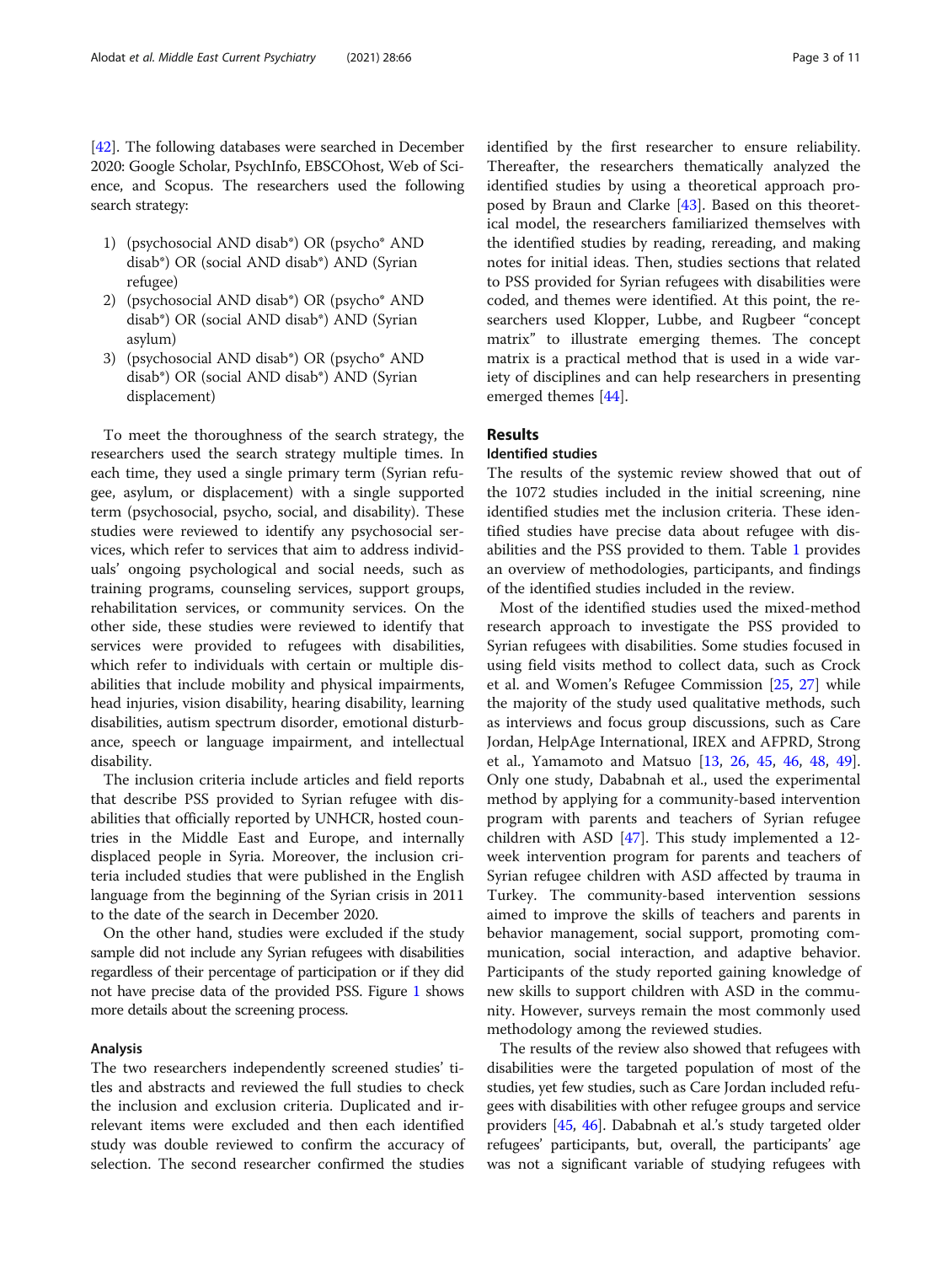[42]. The following databases were searched in December 2020: Google Scholar, PsychInfo, EBSCOhost, Web of Science, and Scopus. The researchers used the following search strategy:

1) (psychosocial AND disab*) OR (psycho* AND disab*) OR (social AND disab*) AND (Syrian refugee)
2) (psychosocial AND disab*) OR (psycho* AND disab*) OR (social AND disab*) AND (Syrian asylum)
3) (psychosocial AND disab*) OR (psycho* AND disab*) OR (social AND disab*) AND (Syrian displacement)

To meet the thoroughness of the search strategy, the researchers used the search strategy multiple times. In each time, they used a single primary term (Syrian refugee, asylum, or displacement) with a single supported term (psychosocial, psycho, social, and disability). These studies were reviewed to identify any psychosocial services, which refer to services that aim to address individuals' ongoing psychological and social needs, such as training programs, counseling services, support groups, rehabilitation services, or community services. On the other side, these studies were reviewed to identify that services were provided to refugees with disabilities, which refer to individuals with certain or multiple disabilities that include mobility and physical impairments, head injuries, vision disability, hearing disability, learning disabilities, autism spectrum disorder, emotional disturbance, speech or language impairment, and intellectual disability.

The inclusion criteria include articles and field reports that describe PSS provided to Syrian refugee with disabilities that officially reported by UNHCR, hosted countries in the Middle East and Europe, and internally displaced people in Syria. Moreover, the inclusion criteria included studies that were published in the English language from the beginning of the Syrian crisis in 2011 to the date of the search in December 2020.

On the other hand, studies were excluded if the study sample did not include any Syrian refugees with disabilities regardless of their percentage of participation or if they did not have precise data of the provided PSS. Figure 1 shows more details about the screening process.

### Analysis

The two researchers independently screened studies' titles and abstracts and reviewed the full studies to check the inclusion and exclusion criteria. Duplicated and irrelevant items were excluded and then each identified study was double reviewed to confirm the accuracy of selection. The second researcher confirmed the studies identified by the first researcher to ensure reliability. Thereafter, the researchers thematically analyzed the identified studies by using a theoretical approach proposed by Braun and Clarke [43]. Based on this theoretical model, the researchers familiarized themselves with the identified studies by reading, rereading, and making notes for initial ideas. Then, studies sections that related to PSS provided for Syrian refugees with disabilities were coded, and themes were identified. At this point, the researchers used Klopper, Lubbe, and Rugbeer "concept matrix" to illustrate emerging themes. The concept matrix is a practical method that is used in a wide variety of disciplines and can help researchers in presenting emerged themes [44].

## Results

### Identified studies

The results of the systemic review showed that out of the 1072 studies included in the initial screening, nine identified studies met the inclusion criteria. These identified studies have precise data about refugee with disabilities and the PSS provided to them. Table 1 provides an overview of methodologies, participants, and findings of the identified studies included in the review.

Most of the identified studies used the mixed-method research approach to investigate the PSS provided to Syrian refugees with disabilities. Some studies focused in using field visits method to collect data, such as Crock et al. and Women's Refugee Commission [25, 27] while the majority of the study used qualitative methods, such as interviews and focus group discussions, such as Care Jordan, HelpAge International, IREX and AFPRD, Strong et al., Yamamoto and Matsuo [13, 26, 45, 46, 48, 49]. Only one study, Dababnah et al., used the experimental method by applying for a community-based intervention program with parents and teachers of Syrian refugee children with ASD [47]. This study implemented a 12-week intervention program for parents and teachers of Syrian refugee children with ASD affected by trauma in Turkey. The community-based intervention sessions aimed to improve the skills of teachers and parents in behavior management, social support, promoting communication, social interaction, and adaptive behavior. Participants of the study reported gaining knowledge of new skills to support children with ASD in the community. However, surveys remain the most commonly used methodology among the reviewed studies.

The results of the review also showed that refugees with disabilities were the targeted population of most of the studies, yet few studies, such as Care Jordan included refugees with disabilities with other refugee groups and service providers [45, 46]. Dababnah et al.'s study targeted older refugees' participants, but, overall, the participants' age was not a significant variable of studying refugees with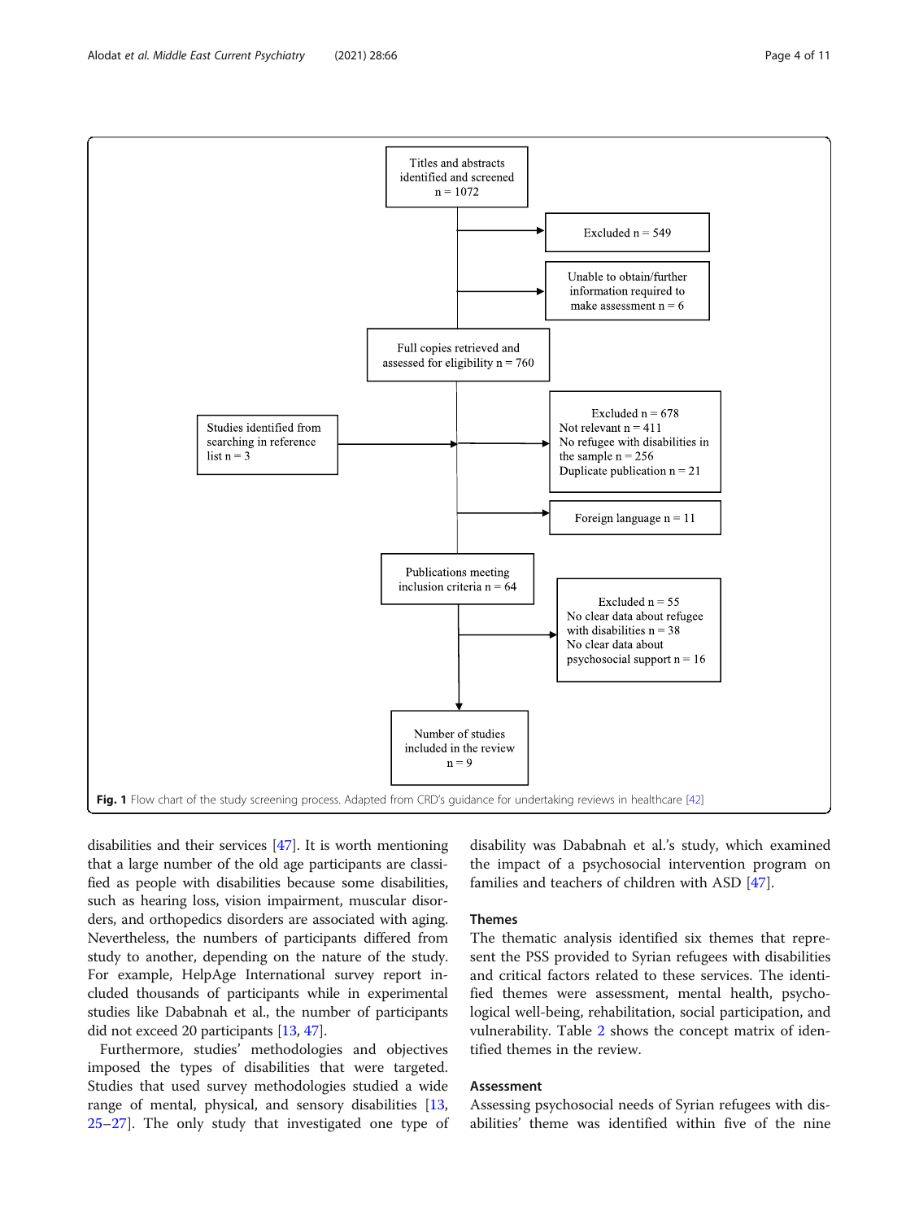Titles and abstracts identified and screened n = 1072

Excluded n = 549

Unable to obtain/further information required to make assessment n = 6

Full copies retrieved and assessed for eligibility n = 760

Studies identified from searching in reference list n = 3

Excluded n = 678
Not relevant n = 411
No refugee with disabilities in the sample n = 256
Duplicate publication n = 21

Foreign language n = 11

Publications meeting inclusion criteria n = 64

Excluded n = 55
No clear data about refugee with disabilities n = 38
No clear data about psychosocial support n = 16

Number of studies included in the review n = 9

**Fig. 1** Flow chart of the study screening process. Adapted from CRD's guidance for undertaking reviews in healthcare [42]

disabilities and their services [47]. It is worth mentioning that a large number of the old age participants are classified as people with disabilities because some disabilities, such as hearing loss, vision impairment, muscular disorders, and orthopedics disorders are associated with aging. Nevertheless, the numbers of participants differed from study to another, depending on the nature of the study. For example, HelpAge International survey report included thousands of participants while in experimental studies like Dababnah et al., the number of participants did not exceed 20 participants [13, 47].

Furthermore, studies' methodologies and objectives imposed the types of disabilities that were targeted. Studies that used survey methodologies studied a wide range of mental, physical, and sensory disabilities [13, 25–27]. The only study that investigated one type of disability was Dababnah et al.'s study, which examined the impact of a psychosocial intervention program on families and teachers of children with ASD [47].

## Themes

The thematic analysis identified six themes that represent the PSS provided to Syrian refugees with disabilities and critical factors related to these services. The identified themes were assessment, mental health, psychological well-being, rehabilitation, social participation, and vulnerability. Table 2 shows the concept matrix of identified themes in the review.

## Assessment

Assessing psychosocial needs of Syrian refugees with disabilities' theme was identified within five of the nine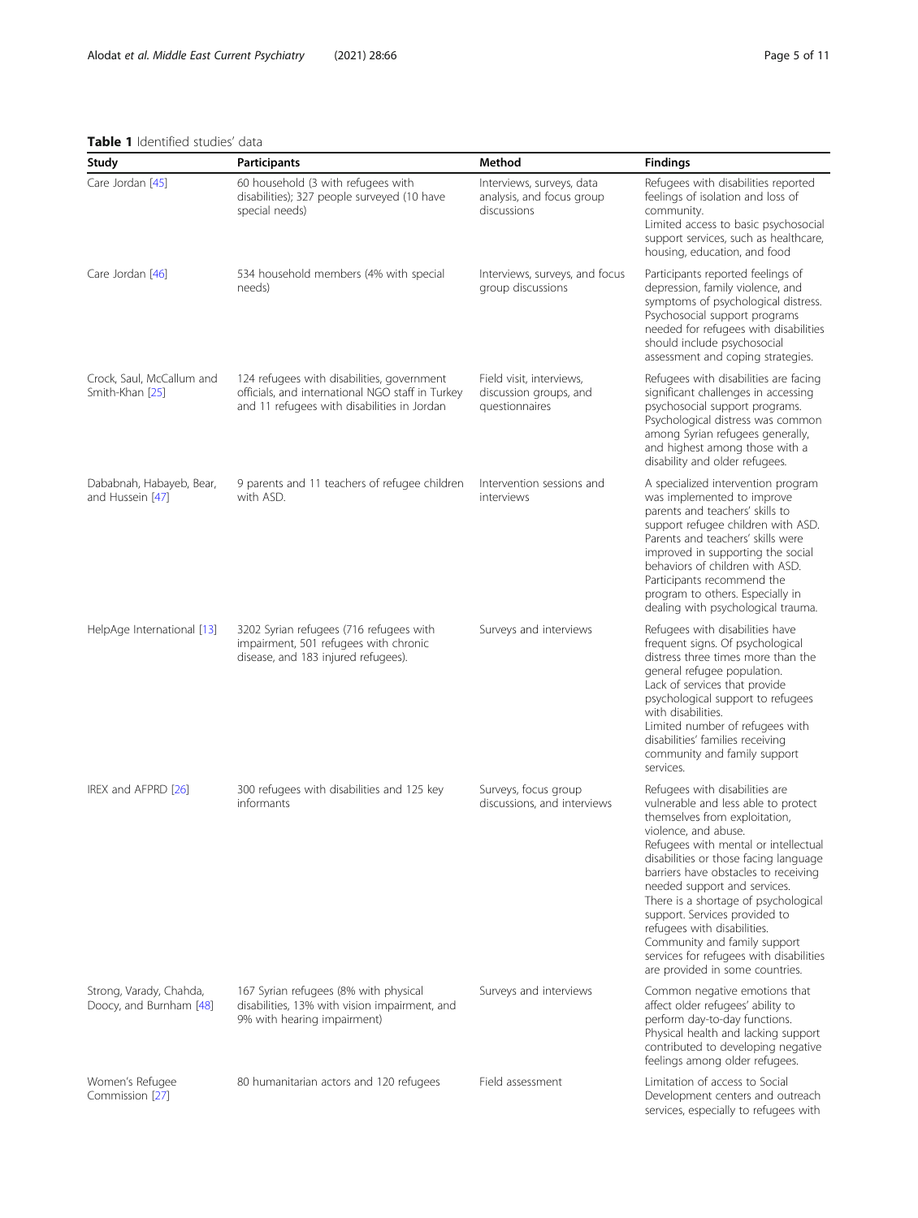**Table 1** Identified studies' data

| Study | Participants | Method | Findings |
|---|---|---|---|
| Care Jordan [45] | 60 household (3 with refugees with disabilities); 327 people surveyed (10 have special needs) | Interviews, surveys, data analysis, and focus group discussions | Refugees with disabilities reported feelings of isolation and loss of community.<br>Limited access to basic psychosocial support services, such as healthcare, housing, education, and food |
| Care Jordan [46] | 534 household members (4% with special needs) | Interviews, surveys, and focus group discussions | Participants reported feelings of depression, family violence, and symptoms of psychological distress.<br>Psychosocial support programs needed for refugees with disabilities should include psychosocial assessment and coping strategies. |
| Crock, Saul, McCallum and Smith-Khan [25] | 124 refugees with disabilities, government officials, and international NGO staff in Turkey and 11 refugees with disabilities in Jordan | Field visit, interviews, discussion groups, and questionnaires | Refugees with disabilities are facing significant challenges in accessing psychosocial support programs.<br>Psychological distress was common among Syrian refugees generally, and highest among those with a disability and older refugees. |
| Dababnah, Habayeb, Bear, and Hussein [47] | 9 parents and 11 teachers of refugee children with ASD. | Intervention sessions and interviews | A specialized intervention program was implemented to improve parents and teachers' skills to support refugee children with ASD.<br>Parents and teachers' skills were improved in supporting the social behaviors of children with ASD.<br>Participants recommend the program to others. Especially in dealing with psychological trauma. |
| HelpAge International [13] | 3202 Syrian refugees (716 refugees with impairment, 501 refugees with chronic disease, and 183 injured refugees). | Surveys and interviews | Refugees with disabilities have frequent signs. Of psychological distress three times more than the general refugee population.<br>Lack of services that provide psychological support to refugees with disabilities.<br>Limited number of refugees with disabilities' families receiving community and family support services. |
| IREX and AFPRD [26] | 300 refugees with disabilities and 125 key informants | Surveys, focus group discussions, and interviews | Refugees with disabilities are vulnerable and less able to protect themselves from exploitation, violence, and abuse.<br>Refugees with mental or intellectual disabilities or those facing language barriers have obstacles to receiving needed support and services.<br>There is a shortage of psychological support. Services provided to refugees with disabilities.<br>Community and family support services for refugees with disabilities are provided in some countries. |
| Strong, Varady, Chahda, Doocy, and Burnham [48] | 167 Syrian refugees (8% with physical disabilities, 13% with vision impairment, and 9% with hearing impairment) | Surveys and interviews | Common negative emotions that affect older refugees' ability to perform day-to-day functions.<br>Physical health and lacking support contributed to developing negative feelings among older refugees. |
| Women's Refugee Commission [27] | 80 humanitarian actors and 120 refugees | Field assessment | Limitation of access to Social Development centers and outreach services, especially to refugees with |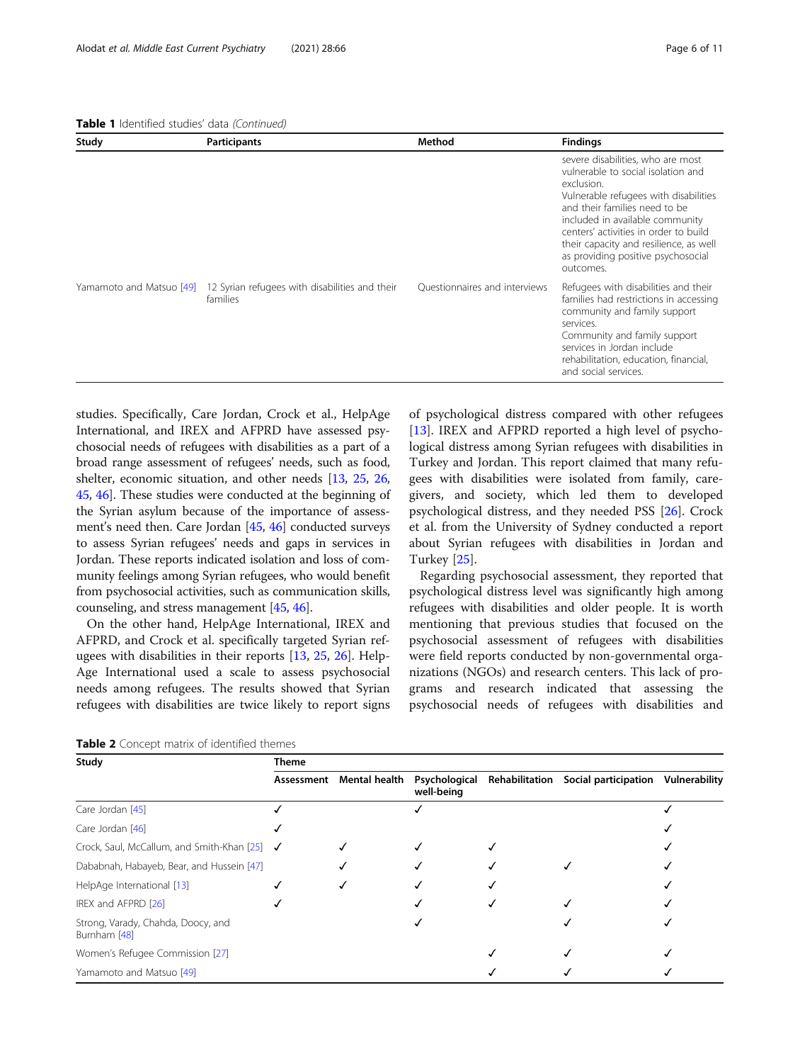**Table 1** Identified studies' data *(Continued)*

| Study | Participants | Method | Findings |
|---|---|---|---|
| | | | severe disabilities, who are most vulnerable to social isolation and exclusion. Vulnerable refugees with disabilities and their families need to be included in available community centers' activities in order to build their capacity and resilience, as well as providing positive psychosocial outcomes. |
| Yamamoto and Matsuo [49] | 12 Syrian refugees with disabilities and their families | Questionnaires and interviews | Refugees with disabilities and their families had restrictions in accessing community and family support services. Community and family support services in Jordan include rehabilitation, education, financial, and social services. |

studies. Specifically, Care Jordan, Crock et al., HelpAge International, and IREX and AFPRD have assessed psychosocial needs of refugees with disabilities as a part of a broad range assessment of refugees' needs, such as food, shelter, economic situation, and other needs [13, 25, 26, 45, 46]. These studies were conducted at the beginning of the Syrian asylum because of the importance of assessment's need then. Care Jordan [45, 46] conducted surveys to assess Syrian refugees' needs and gaps in services in Jordan. These reports indicated isolation and loss of community feelings among Syrian refugees, who would benefit from psychosocial activities, such as communication skills, counseling, and stress management [45, 46].

On the other hand, HelpAge International, IREX and AFPRD, and Crock et al. specifically targeted Syrian refugees with disabilities in their reports [13, 25, 26]. HelpAge International used a scale to assess psychosocial needs among refugees. The results showed that Syrian refugees with disabilities are twice likely to report signs of psychological distress compared with other refugees [13]. IREX and AFPRD reported a high level of psychological distress among Syrian refugees with disabilities in Turkey and Jordan. This report claimed that many refugees with disabilities were isolated from family, caregivers, and society, which led them to developed psychological distress, and they needed PSS [26]. Crock et al. from the University of Sydney conducted a report about Syrian refugees with disabilities in Jordan and Turkey [25].

Regarding psychosocial assessment, they reported that psychological distress level was significantly high among refugees with disabilities and older people. It is worth mentioning that previous studies that focused on the psychosocial assessment of refugees with disabilities were field reports conducted by non-governmental organizations (NGOs) and research centers. This lack of programs and research indicated that assessing the psychosocial needs of refugees with disabilities and

**Table 2** Concept matrix of identified themes

| Study | Theme | | | | | |
|---|---|---|---|---|---|---|
| | Assessment | Mental health | Psychological well-being | Rehabilitation | Social participation | Vulnerability |
| Care Jordan [45] | ✓ | | ✓ | | | ✓ |
| Care Jordan [46] | ✓ | | | | | ✓ |
| Crock, Saul, McCallum, and Smith-Khan [25] | ✓ | ✓ | ✓ | ✓ | | ✓ |
| Dababnah, Habayeb, Bear, and Hussein [47] | | ✓ | ✓ | ✓ | ✓ | ✓ |
| HelpAge International [13] | ✓ | ✓ | ✓ | ✓ | | ✓ |
| IREX and AFPRD [26] | ✓ | | ✓ | ✓ | ✓ | ✓ |
| Strong, Varady, Chahda, Doocy, and Burnham [48] | | | ✓ | | ✓ | ✓ |
| Women's Refugee Commission [27] | | | | ✓ | ✓ | ✓ |
| Yamamoto and Matsuo [49] | | | | ✓ | ✓ | ✓ |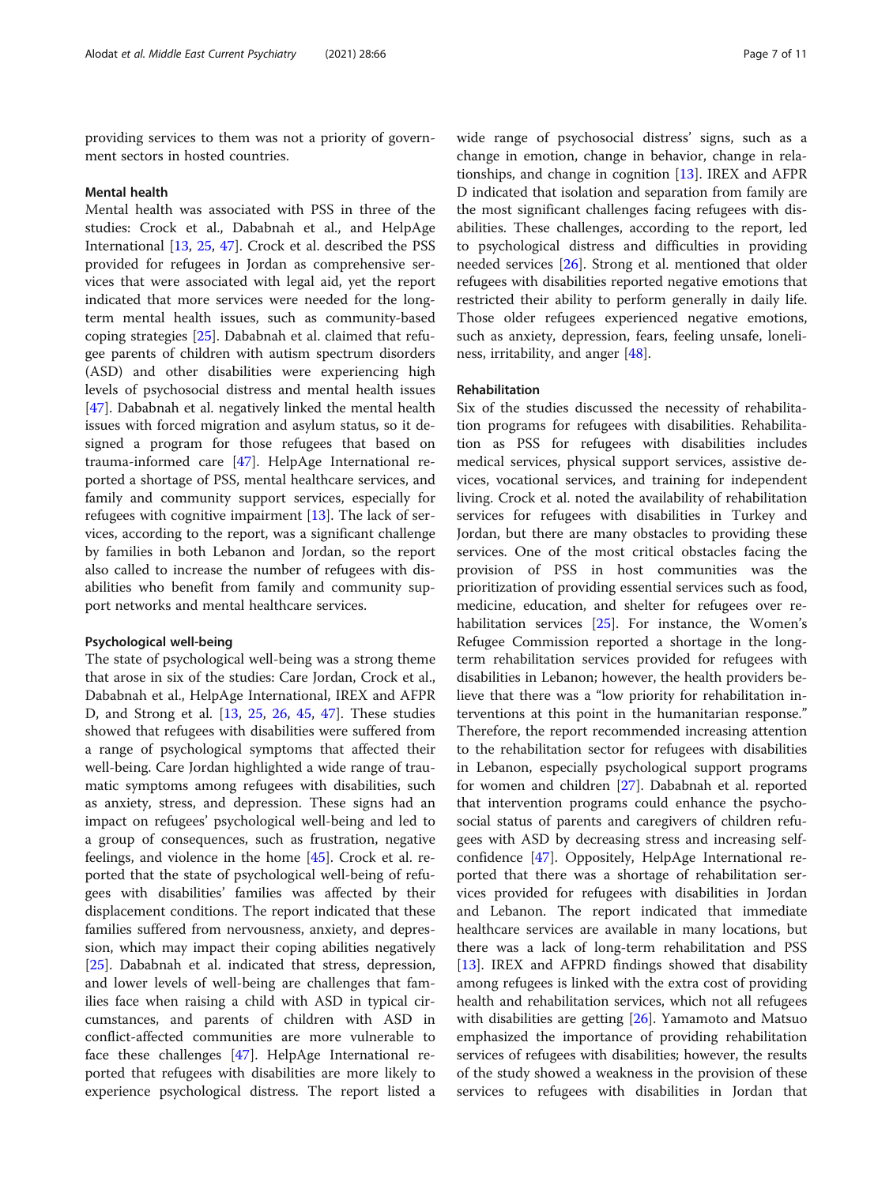providing services to them was not a priority of government sectors in hosted countries.

### Mental health

Mental health was associated with PSS in three of the studies: Crock et al., Dababnah et al., and HelpAge International [13, 25, 47]. Crock et al. described the PSS provided for refugees in Jordan as comprehensive services that were associated with legal aid, yet the report indicated that more services were needed for the long-term mental health issues, such as community-based coping strategies [25]. Dababnah et al. claimed that refugee parents of children with autism spectrum disorders (ASD) and other disabilities were experiencing high levels of psychosocial distress and mental health issues [47]. Dababnah et al. negatively linked the mental health issues with forced migration and asylum status, so it designed a program for those refugees that based on trauma-informed care [47]. HelpAge International reported a shortage of PSS, mental healthcare services, and family and community support services, especially for refugees with cognitive impairment [13]. The lack of services, according to the report, was a significant challenge by families in both Lebanon and Jordan, so the report also called to increase the number of refugees with disabilities who benefit from family and community support networks and mental healthcare services.

### Psychological well-being

The state of psychological well-being was a strong theme that arose in six of the studies: Care Jordan, Crock et al., Dababnah et al., HelpAge International, IREX and AFPRD, and Strong et al. [13, 25, 26, 45, 47]. These studies showed that refugees with disabilities were suffered from a range of psychological symptoms that affected their well-being. Care Jordan highlighted a wide range of traumatic symptoms among refugees with disabilities, such as anxiety, stress, and depression. These signs had an impact on refugees' psychological well-being and led to a group of consequences, such as frustration, negative feelings, and violence in the home [45]. Crock et al. reported that the state of psychological well-being of refugees with disabilities' families was affected by their displacement conditions. The report indicated that these families suffered from nervousness, anxiety, and depression, which may impact their coping abilities negatively [25]. Dababnah et al. indicated that stress, depression, and lower levels of well-being are challenges that families face when raising a child with ASD in typical circumstances, and parents of children with ASD in conflict-affected communities are more vulnerable to face these challenges [47]. HelpAge International reported that refugees with disabilities are more likely to experience psychological distress. The report listed a wide range of psychosocial distress' signs, such as a change in emotion, change in behavior, change in relationships, and change in cognition [13]. IREX and AFPRD indicated that isolation and separation from family are the most significant challenges facing refugees with disabilities. These challenges, according to the report, led to psychological distress and difficulties in providing needed services [26]. Strong et al. mentioned that older refugees with disabilities reported negative emotions that restricted their ability to perform generally in daily life. Those older refugees experienced negative emotions, such as anxiety, depression, fears, feeling unsafe, loneliness, irritability, and anger [48].

### Rehabilitation

Six of the studies discussed the necessity of rehabilitation programs for refugees with disabilities. Rehabilitation as PSS for refugees with disabilities includes medical services, physical support services, assistive devices, vocational services, and training for independent living. Crock et al. noted the availability of rehabilitation services for refugees with disabilities in Turkey and Jordan, but there are many obstacles to providing these services. One of the most critical obstacles facing the provision of PSS in host communities was the prioritization of providing essential services such as food, medicine, education, and shelter for refugees over rehabilitation services [25]. For instance, the Women's Refugee Commission reported a shortage in the long-term rehabilitation services provided for refugees with disabilities in Lebanon; however, the health providers believe that there was a "low priority for rehabilitation interventions at this point in the humanitarian response." Therefore, the report recommended increasing attention to the rehabilitation sector for refugees with disabilities in Lebanon, especially psychological support programs for women and children [27]. Dababnah et al. reported that intervention programs could enhance the psychosocial status of parents and caregivers of children refugees with ASD by decreasing stress and increasing self-confidence [47]. Oppositely, HelpAge International reported that there was a shortage of rehabilitation services provided for refugees with disabilities in Jordan and Lebanon. The report indicated that immediate healthcare services are available in many locations, but there was a lack of long-term rehabilitation and PSS [13]. IREX and AFPRD findings showed that disability among refugees is linked with the extra cost of providing health and rehabilitation services, which not all refugees with disabilities are getting [26]. Yamamoto and Matsuo emphasized the importance of providing rehabilitation services of refugees with disabilities; however, the results of the study showed a weakness in the provision of these services to refugees with disabilities in Jordan that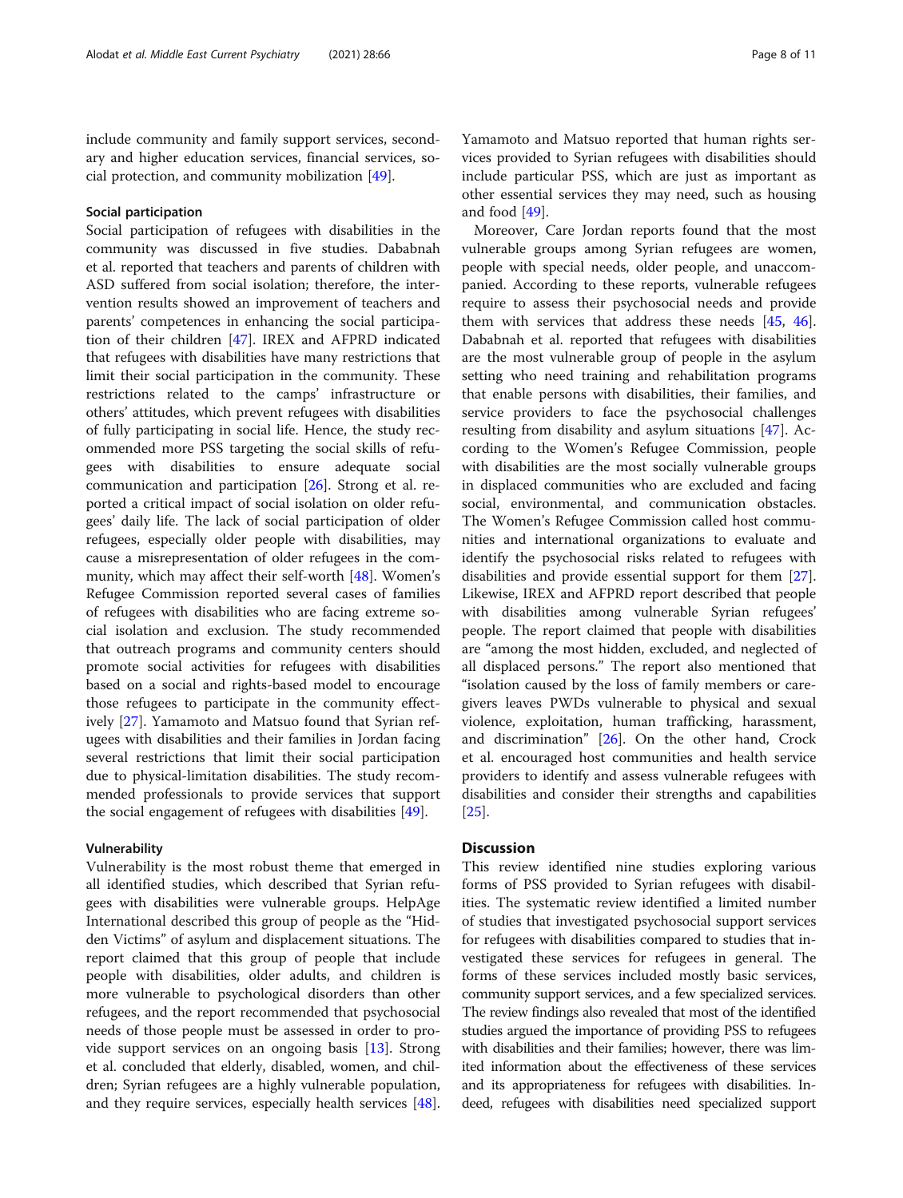include community and family support services, secondary and higher education services, financial services, social protection, and community mobilization [49].

### Social participation

Social participation of refugees with disabilities in the community was discussed in five studies. Dababnah et al. reported that teachers and parents of children with ASD suffered from social isolation; therefore, the intervention results showed an improvement of teachers and parents' competences in enhancing the social participation of their children [47]. IREX and AFPRD indicated that refugees with disabilities have many restrictions that limit their social participation in the community. These restrictions related to the camps' infrastructure or others' attitudes, which prevent refugees with disabilities of fully participating in social life. Hence, the study recommended more PSS targeting the social skills of refugees with disabilities to ensure adequate social communication and participation [26]. Strong et al. reported a critical impact of social isolation on older refugees' daily life. The lack of social participation of older refugees, especially older people with disabilities, may cause a misrepresentation of older refugees in the community, which may affect their self-worth [48]. Women's Refugee Commission reported several cases of families of refugees with disabilities who are facing extreme social isolation and exclusion. The study recommended that outreach programs and community centers should promote social activities for refugees with disabilities based on a social and rights-based model to encourage those refugees to participate in the community effectively [27]. Yamamoto and Matsuo found that Syrian refugees with disabilities and their families in Jordan facing several restrictions that limit their social participation due to physical-limitation disabilities. The study recommended professionals to provide services that support the social engagement of refugees with disabilities [49].

### Vulnerability

Vulnerability is the most robust theme that emerged in all identified studies, which described that Syrian refugees with disabilities were vulnerable groups. HelpAge International described this group of people as the "Hidden Victims" of asylum and displacement situations. The report claimed that this group of people that include people with disabilities, older adults, and children is more vulnerable to psychological disorders than other refugees, and the report recommended that psychosocial needs of those people must be assessed in order to provide support services on an ongoing basis [13]. Strong et al. concluded that elderly, disabled, women, and children; Syrian refugees are a highly vulnerable population, and they require services, especially health services [48]. Yamamoto and Matsuo reported that human rights services provided to Syrian refugees with disabilities should include particular PSS, which are just as important as other essential services they may need, such as housing and food [49].

Moreover, Care Jordan reports found that the most vulnerable groups among Syrian refugees are women, people with special needs, older people, and unaccompanied. According to these reports, vulnerable refugees require to assess their psychosocial needs and provide them with services that address these needs [45, 46]. Dababnah et al. reported that refugees with disabilities are the most vulnerable group of people in the asylum setting who need training and rehabilitation programs that enable persons with disabilities, their families, and service providers to face the psychosocial challenges resulting from disability and asylum situations [47]. According to the Women's Refugee Commission, people with disabilities are the most socially vulnerable groups in displaced communities who are excluded and facing social, environmental, and communication obstacles. The Women's Refugee Commission called host communities and international organizations to evaluate and identify the psychosocial risks related to refugees with disabilities and provide essential support for them [27]. Likewise, IREX and AFPRD report described that people with disabilities among vulnerable Syrian refugees' people. The report claimed that people with disabilities are "among the most hidden, excluded, and neglected of all displaced persons." The report also mentioned that "isolation caused by the loss of family members or caregivers leaves PWDs vulnerable to physical and sexual violence, exploitation, human trafficking, harassment, and discrimination" [26]. On the other hand, Crock et al. encouraged host communities and health service providers to identify and assess vulnerable refugees with disabilities and consider their strengths and capabilities [25].

## Discussion

This review identified nine studies exploring various forms of PSS provided to Syrian refugees with disabilities. The systematic review identified a limited number of studies that investigated psychosocial support services for refugees with disabilities compared to studies that investigated these services for refugees in general. The forms of these services included mostly basic services, community support services, and a few specialized services. The review findings also revealed that most of the identified studies argued the importance of providing PSS to refugees with disabilities and their families; however, there was limited information about the effectiveness of these services and its appropriateness for refugees with disabilities. Indeed, refugees with disabilities need specialized support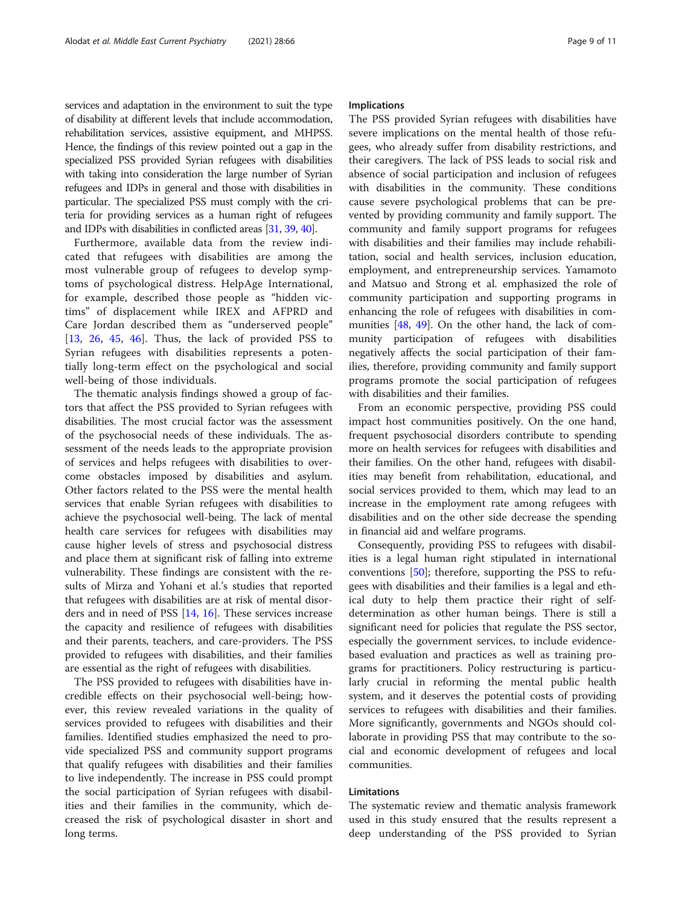services and adaptation in the environment to suit the type of disability at different levels that include accommodation, rehabilitation services, assistive equipment, and MHPSS. Hence, the findings of this review pointed out a gap in the specialized PSS provided Syrian refugees with disabilities with taking into consideration the large number of Syrian refugees and IDPs in general and those with disabilities in particular. The specialized PSS must comply with the criteria for providing services as a human right of refugees and IDPs with disabilities in conflicted areas [31, 39, 40].

Furthermore, available data from the review indicated that refugees with disabilities are among the most vulnerable group of refugees to develop symptoms of psychological distress. HelpAge International, for example, described those people as "hidden victims" of displacement while IREX and AFPRD and Care Jordan described them as "underserved people" [13, 26, 45, 46]. Thus, the lack of provided PSS to Syrian refugees with disabilities represents a potentially long-term effect on the psychological and social well-being of those individuals.

The thematic analysis findings showed a group of factors that affect the PSS provided to Syrian refugees with disabilities. The most crucial factor was the assessment of the psychosocial needs of these individuals. The assessment of the needs leads to the appropriate provision of services and helps refugees with disabilities to overcome obstacles imposed by disabilities and asylum. Other factors related to the PSS were the mental health services that enable Syrian refugees with disabilities to achieve the psychosocial well-being. The lack of mental health care services for refugees with disabilities may cause higher levels of stress and psychosocial distress and place them at significant risk of falling into extreme vulnerability. These findings are consistent with the results of Mirza and Yohani et al.'s studies that reported that refugees with disabilities are at risk of mental disorders and in need of PSS [14, 16]. These services increase the capacity and resilience of refugees with disabilities and their parents, teachers, and care-providers. The PSS provided to refugees with disabilities, and their families are essential as the right of refugees with disabilities.

The PSS provided to refugees with disabilities have incredible effects on their psychosocial well-being; however, this review revealed variations in the quality of services provided to refugees with disabilities and their families. Identified studies emphasized the need to provide specialized PSS and community support programs that qualify refugees with disabilities and their families to live independently. The increase in PSS could prompt the social participation of Syrian refugees with disabilities and their families in the community, which decreased the risk of psychological disaster in short and long terms.

### Implications

The PSS provided Syrian refugees with disabilities have severe implications on the mental health of those refugees, who already suffer from disability restrictions, and their caregivers. The lack of PSS leads to social risk and absence of social participation and inclusion of refugees with disabilities in the community. These conditions cause severe psychological problems that can be prevented by providing community and family support. The community and family support programs for refugees with disabilities and their families may include rehabilitation, social and health services, inclusion education, employment, and entrepreneurship services. Yamamoto and Matsuo and Strong et al. emphasized the role of community participation and supporting programs in enhancing the role of refugees with disabilities in communities [48, 49]. On the other hand, the lack of community participation of refugees with disabilities negatively affects the social participation of their families, therefore, providing community and family support programs promote the social participation of refugees with disabilities and their families.

From an economic perspective, providing PSS could impact host communities positively. On the one hand, frequent psychosocial disorders contribute to spending more on health services for refugees with disabilities and their families. On the other hand, refugees with disabilities may benefit from rehabilitation, educational, and social services provided to them, which may lead to an increase in the employment rate among refugees with disabilities and on the other side decrease the spending in financial aid and welfare programs.

Consequently, providing PSS to refugees with disabilities is a legal human right stipulated in international conventions [50]; therefore, supporting the PSS to refugees with disabilities and their families is a legal and ethical duty to help them practice their right of self-determination as other human beings. There is still a significant need for policies that regulate the PSS sector, especially the government services, to include evidence-based evaluation and practices as well as training programs for practitioners. Policy restructuring is particularly crucial in reforming the mental public health system, and it deserves the potential costs of providing services to refugees with disabilities and their families. More significantly, governments and NGOs should collaborate in providing PSS that may contribute to the social and economic development of refugees and local communities.

### Limitations

The systematic review and thematic analysis framework used in this study ensured that the results represent a deep understanding of the PSS provided to Syrian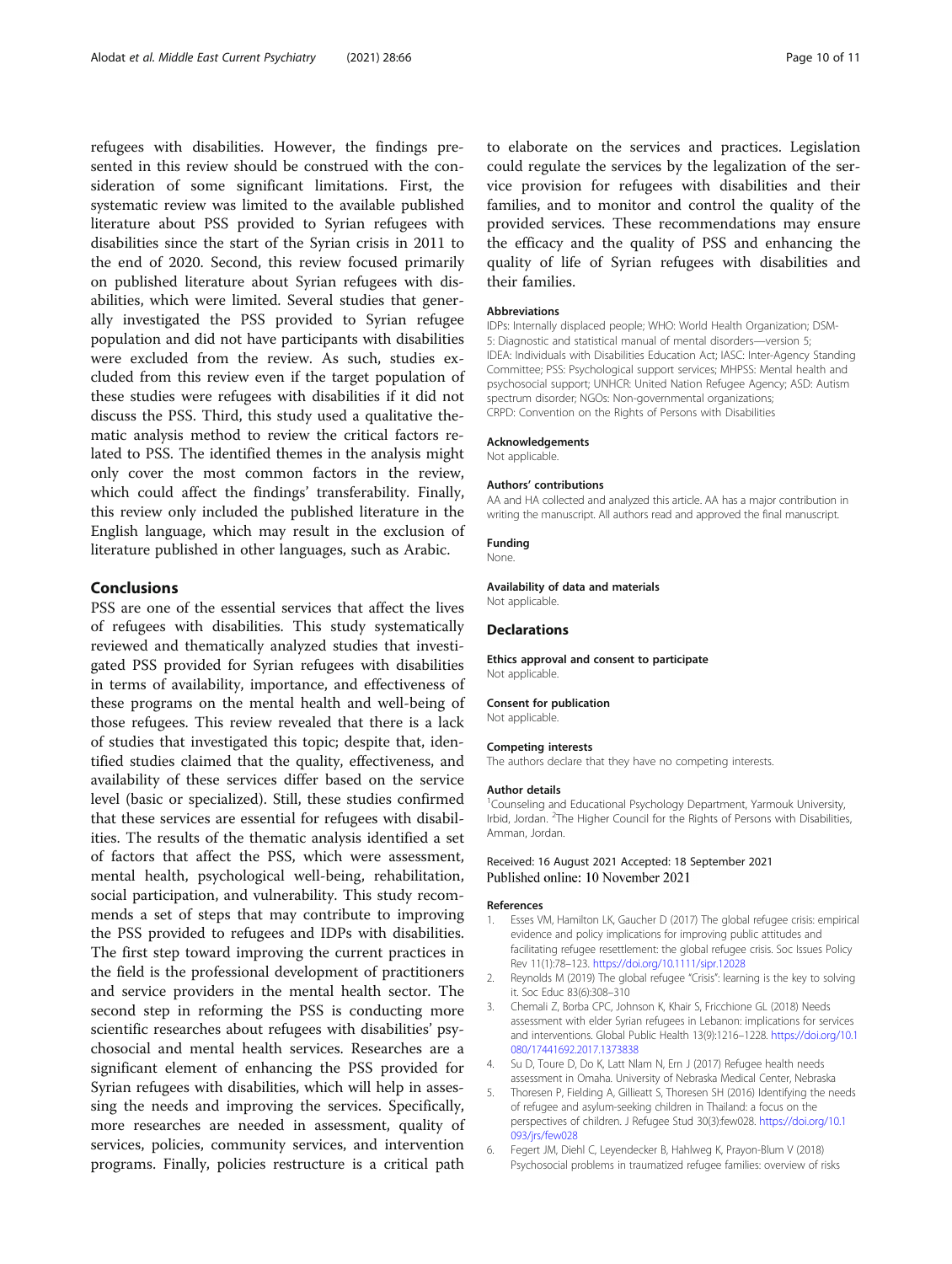refugees with disabilities. However, the findings presented in this review should be construed with the consideration of some significant limitations. First, the systematic review was limited to the available published literature about PSS provided to Syrian refugees with disabilities since the start of the Syrian crisis in 2011 to the end of 2020. Second, this review focused primarily on published literature about Syrian refugees with disabilities, which were limited. Several studies that generally investigated the PSS provided to Syrian refugee population and did not have participants with disabilities were excluded from the review. As such, studies excluded from this review even if the target population of these studies were refugees with disabilities if it did not discuss the PSS. Third, this study used a qualitative thematic analysis method to review the critical factors related to PSS. The identified themes in the analysis might only cover the most common factors in the review, which could affect the findings' transferability. Finally, this review only included the published literature in the English language, which may result in the exclusion of literature published in other languages, such as Arabic.

## Conclusions

PSS are one of the essential services that affect the lives of refugees with disabilities. This study systematically reviewed and thematically analyzed studies that investigated PSS provided for Syrian refugees with disabilities in terms of availability, importance, and effectiveness of these programs on the mental health and well-being of those refugees. This review revealed that there is a lack of studies that investigated this topic; despite that, identified studies claimed that the quality, effectiveness, and availability of these services differ based on the service level (basic or specialized). Still, these studies confirmed that these services are essential for refugees with disabilities. The results of the thematic analysis identified a set of factors that affect the PSS, which were assessment, mental health, psychological well-being, rehabilitation, social participation, and vulnerability. This study recommends a set of steps that may contribute to improving the PSS provided to refugees and IDPs with disabilities. The first step toward improving the current practices in the field is the professional development of practitioners and service providers in the mental health sector. The second step in reforming the PSS is conducting more scientific researches about refugees with disabilities' psychosocial and mental health services. Researches are a significant element of enhancing the PSS provided for Syrian refugees with disabilities, which will help in assessing the needs and improving the services. Specifically, more researches are needed in assessment, quality of services, policies, community services, and intervention programs. Finally, policies restructure is a critical path to elaborate on the services and practices. Legislation could regulate the services by the legalization of the service provision for refugees with disabilities and their families, and to monitor and control the quality of the provided services. These recommendations may ensure the efficacy and the quality of PSS and enhancing the quality of life of Syrian refugees with disabilities and their families.

### Abbreviations

IDPs: Internally displaced people; WHO: World Health Organization; DSM-5: Diagnostic and statistical manual of mental disorders—version 5; IDEA: Individuals with Disabilities Education Act; IASC: Inter-Agency Standing Committee; PSS: Psychological support services; MHPSS: Mental health and psychosocial support; UNHCR: United Nation Refugee Agency; ASD: Autism spectrum disorder; NGOs: Non-governmental organizations; CRPD: Convention on the Rights of Persons with Disabilities

### Acknowledgements

Not applicable.

### Authors' contributions

AA and HA collected and analyzed this article. AA has a major contribution in writing the manuscript. All authors read and approved the final manuscript.

### Funding

None.

### Availability of data and materials

Not applicable.

## Declarations

### Ethics approval and consent to participate

Not applicable.

### Consent for publication

Not applicable.

### Competing interests

The authors declare that they have no competing interests.

### Author details

[1]Counseling and Educational Psychology Department, Yarmouk University, Irbid, Jordan. [2]The Higher Council for the Rights of Persons with Disabilities, Amman, Jordan.

Received: 16 August 2021 Accepted: 18 September 2021
Published online: 10 November 2021

### References

1. Esses VM, Hamilton LK, Gaucher D (2017) The global refugee crisis: empirical evidence and policy implications for improving public attitudes and facilitating refugee resettlement: the global refugee crisis. Soc Issues Policy Rev 11(1):78–123. https://doi.org/10.1111/sipr.12028
2. Reynolds M (2019) The global refugee "Crisis": learning is the key to solving it. Soc Educ 83(6):308–310
3. Chemali Z, Borba CPC, Johnson K, Khair S, Fricchione GL (2018) Needs assessment with elder Syrian refugees in Lebanon: implications for services and interventions. Global Public Health 13(9):1216–1228. https://doi.org/10.1080/17441692.2017.1373838
4. Su D, Toure D, Do K, Latt Nlam N, Ern J (2017) Refugee health needs assessment in Omaha. University of Nebraska Medical Center, Nebraska
5. Thoresen P, Fielding A, Gillieatt S, Thoresen SH (2016) Identifying the needs of refugee and asylum-seeking children in Thailand: a focus on the perspectives of children. J Refugee Stud 30(3):few028. https://doi.org/10.1093/jrs/few028
6. Fegert JM, Diehl C, Leyendecker B, Hahlweg K, Prayon-Blum V (2018) Psychosocial problems in traumatized refugee families: overview of risks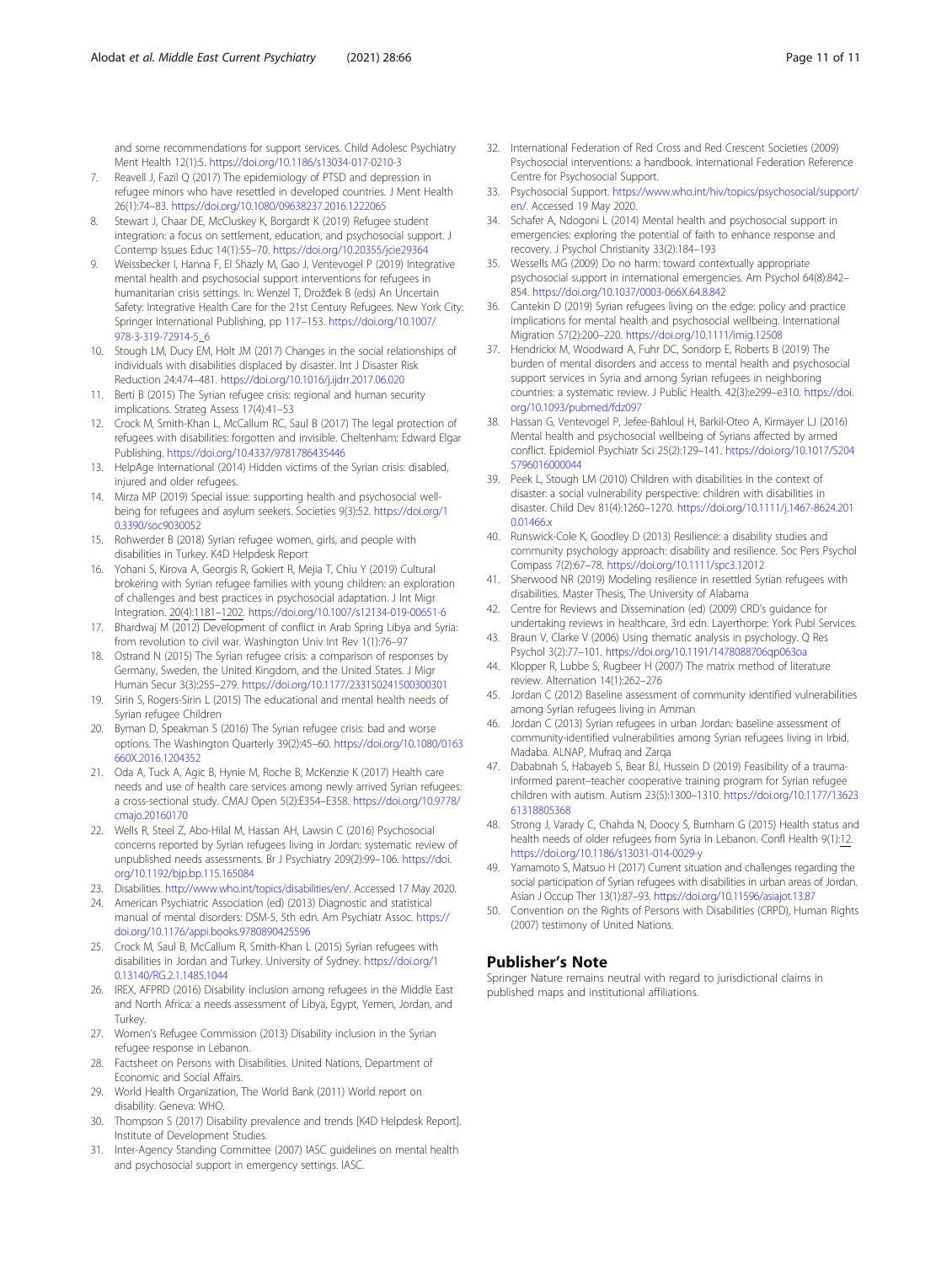and some recommendations for support services. Child Adolesc Psychiatry Ment Health 12(1):5. https://doi.org/10.1186/s13034-017-0210-3

7. Reavell J, Fazil Q (2017) The epidemiology of PTSD and depression in refugee minors who have resettled in developed countries. J Ment Health 26(1):74–83. https://doi.org/10.1080/09638237.2016.1222065
8. Stewart J, Chaar DE, McCluskey K, Borgardt K (2019) Refugee student integration: a focus on settlement, education, and psychosocial support. J Contemp Issues Educ 14(1):55–70. https://doi.org/10.20355/jcie29364
9. Weissbecker I, Hanna F, El Shazly M, Gao J, Ventevogel P (2019) Integrative mental health and psychosocial support interventions for refugees in humanitarian crisis settings. In: Wenzel T, Drožđek B (eds) An Uncertain Safety: Integrative Health Care for the 21st Century Refugees. New York City: Springer International Publishing, pp 117–153. https://doi.org/10.1007/978-3-319-72914-5_6
10. Stough LM, Ducy EM, Holt JM (2017) Changes in the social relationships of individuals with disabilities displaced by disaster. Int J Disaster Risk Reduction 24:474–481. https://doi.org/10.1016/j.ijdrr.2017.06.020
11. Berti B (2015) The Syrian refugee crisis: regional and human security implications. Strateg Assess 17(4):41–53
12. Crock M, Smith-Khan L, McCallum R, Saul B (2017) The legal protection of refugees with disabilities: forgotten and invisible. Cheltenham: Edward Elgar Publishing. https://doi.org/10.4337/9781786435446
13. HelpAge International (2014) Hidden victims of the Syrian crisis: disabled, injured and older refugees.
14. Mirza MP (2019) Special issue: supporting health and psychosocial well-being for refugees and asylum seekers. Societies 9(3):52. https://doi.org/10.3390/soc9030052
15. Rohwerder B (2018) Syrian refugee women, girls, and people with disabilities in Turkey. K4D Helpdesk Report
16. Yohani S, Kirova A, Georgis R, Gokiert R, Mejia T, Chiu Y (2019) Cultural brokering with Syrian refugee families with young children: an exploration of challenges and best practices in psychosocial adaptation. J Int Migr Integration. 20(4):1181–1202. https://doi.org/10.1007/s12134-019-00651-6
17. Bhardwaj M (2012) Development of conflict in Arab Spring Libya and Syria: from revolution to civil war. Washington Univ Int Rev 1(1):76–97
18. Ostrand N (2015) The Syrian refugee crisis: a comparison of responses by Germany, Sweden, the United Kingdom, and the United States. J Migr Human Secur 3(3):255–279. https://doi.org/10.1177/233150241500300301
19. Sirin S, Rogers-Sirin L (2015) The educational and mental health needs of Syrian refugee Children
20. Byman D, Speakman S (2016) The Syrian refugee crisis: bad and worse options. The Washington Quarterly 39(2):45–60. https://doi.org/10.1080/0163660X.2016.1204352
21. Oda A, Tuck A, Agic B, Hynie M, Roche B, McKenzie K (2017) Health care needs and use of health care services among newly arrived Syrian refugees: a cross-sectional study. CMAJ Open 5(2):E354–E358. https://doi.org/10.9778/cmajo.20160170
22. Wells R, Steel Z, Abo-Hilal M, Hassan AH, Lawsin C (2016) Psychosocial concerns reported by Syrian refugees living in Jordan: systematic review of unpublished needs assessments. Br J Psychiatry 209(2):99–106. https://doi.org/10.1192/bjp.bp.115.165084
23. Disabilities. http://www.who.int/topics/disabilities/en/. Accessed 17 May 2020.
24. American Psychiatric Association (ed) (2013) Diagnostic and statistical manual of mental disorders: DSM-5, 5th edn. Am Psychiatr Assoc. https://doi.org/10.1176/appi.books.9780890425596
25. Crock M, Saul B, McCallum R, Smith-Khan L (2015) Syrian refugees with disabilities in Jordan and Turkey. University of Sydney. https://doi.org/10.13140/RG.2.1.1485.1044
26. IREX, AFPRD (2016) Disability inclusion among refugees in the Middle East and North Africa: a needs assessment of Libya, Egypt, Yemen, Jordan, and Turkey.
27. Women's Refugee Commission (2013) Disability inclusion in the Syrian refugee response in Lebanon.
28. Factsheet on Persons with Disabilities. United Nations, Department of Economic and Social Affairs.
29. World Health Organization, The World Bank (2011) World report on disability. Geneva: WHO.
30. Thompson S (2017) Disability prevalence and trends [K4D Helpdesk Report]. Institute of Development Studies.
31. Inter-Agency Standing Committee (2007) IASC guidelines on mental health and psychosocial support in emergency settings. IASC.
32. International Federation of Red Cross and Red Crescent Societies (2009) Psychosocial interventions: a handbook. International Federation Reference Centre for Psychosocial Support.
33. Psychosocial Support. https://www.who.int/hiv/topics/psychosocial/support/en/. Accessed 19 May 2020.
34. Schafer A, Ndogoni L (2014) Mental health and psychosocial support in emergencies: exploring the potential of faith to enhance response and recovery. J Psychol Christianity 33(2):184–193
35. Wessells MG (2009) Do no harm: toward contextually appropriate psychosocial support in international emergencies. Am Psychol 64(8):842–854. https://doi.org/10.1037/0003-066X.64.8.842
36. Cantekin D (2019) Syrian refugees living on the edge: policy and practice implications for mental health and psychosocial wellbeing. International Migration 57(2):200–220. https://doi.org/10.1111/imig.12508
37. Hendrickx M, Woodward A, Fuhr DC, Sondorp E, Roberts B (2019) The burden of mental disorders and access to mental health and psychosocial support services in Syria and among Syrian refugees in neighboring countries: a systematic review. J Public Health. 42(3):e299–e310. https://doi.org/10.1093/pubmed/fdz097
38. Hassan G, Ventevogel P, Jefee-Bahloul H, Barkil-Oteo A, Kirmayer LJ (2016) Mental health and psychosocial wellbeing of Syrians affected by armed conflict. Epidemiol Psychiatr Sci 25(2):129–141. https://doi.org/10.1017/S2045796016000044
39. Peek L, Stough LM (2010) Children with disabilities in the context of disaster: a social vulnerability perspective: children with disabilities in disaster. Child Dev 81(4):1260–1270. https://doi.org/10.1111/j.1467-8624.2010.01466.x
40. Runswick-Cole K, Goodley D (2013) Resilience: a disability studies and community psychology approach: disability and resilience. Soc Pers Psychol Compass 7(2):67–78. https://doi.org/10.1111/spc3.12012
41. Sherwood NR (2019) Modeling resilience in resettled Syrian refugees with disabilities. Master Thesis, The University of Alabama
42. Centre for Reviews and Dissemination (ed) (2009) CRD's guidance for undertaking reviews in healthcare, 3rd edn. Layerthorpe: York Publ Services.
43. Braun V, Clarke V (2006) Using thematic analysis in psychology. Q Res Psychol 3(2):77–101. https://doi.org/10.1191/1478088706qp063oa
44. Klopper R, Lubbe S, Rugbeer H (2007) The matrix method of literature review. Alternation 14(1):262–276
45. Jordan C (2012) Baseline assessment of community identified vulnerabilities among Syrian refugees living in Amman
46. Jordan C (2013) Syrian refugees in urban Jordan: baseline assessment of community-identified vulnerabilities among Syrian refugees living in Irbid, Madaba. ALNAP, Mufraq and Zarqa
47. Dababnah S, Habayeb S, Bear BJ, Hussein D (2019) Feasibility of a trauma-informed parent–teacher cooperative training program for Syrian refugee children with autism. Autism 23(5):1300–1310. https://doi.org/10.1177/1362361318805368
48. Strong J, Varady C, Chahda N, Doocy S, Burnham G (2015) Health status and health needs of older refugees from Syria in Lebanon. Confl Health 9(1):12. https://doi.org/10.1186/s13031-014-0029-y
49. Yamamoto S, Matsuo H (2017) Current situation and challenges regarding the social participation of Syrian refugees with disabilities in urban areas of Jordan. Asian J Occup Ther 13(1):87–93. https://doi.org/10.11596/asiajot.13.87
50. Convention on the Rights of Persons with Disabilities (CRPD), Human Rights (2007) testimony of United Nations.

## Publisher's Note

Springer Nature remains neutral with regard to jurisdictional claims in published maps and institutional affiliations.